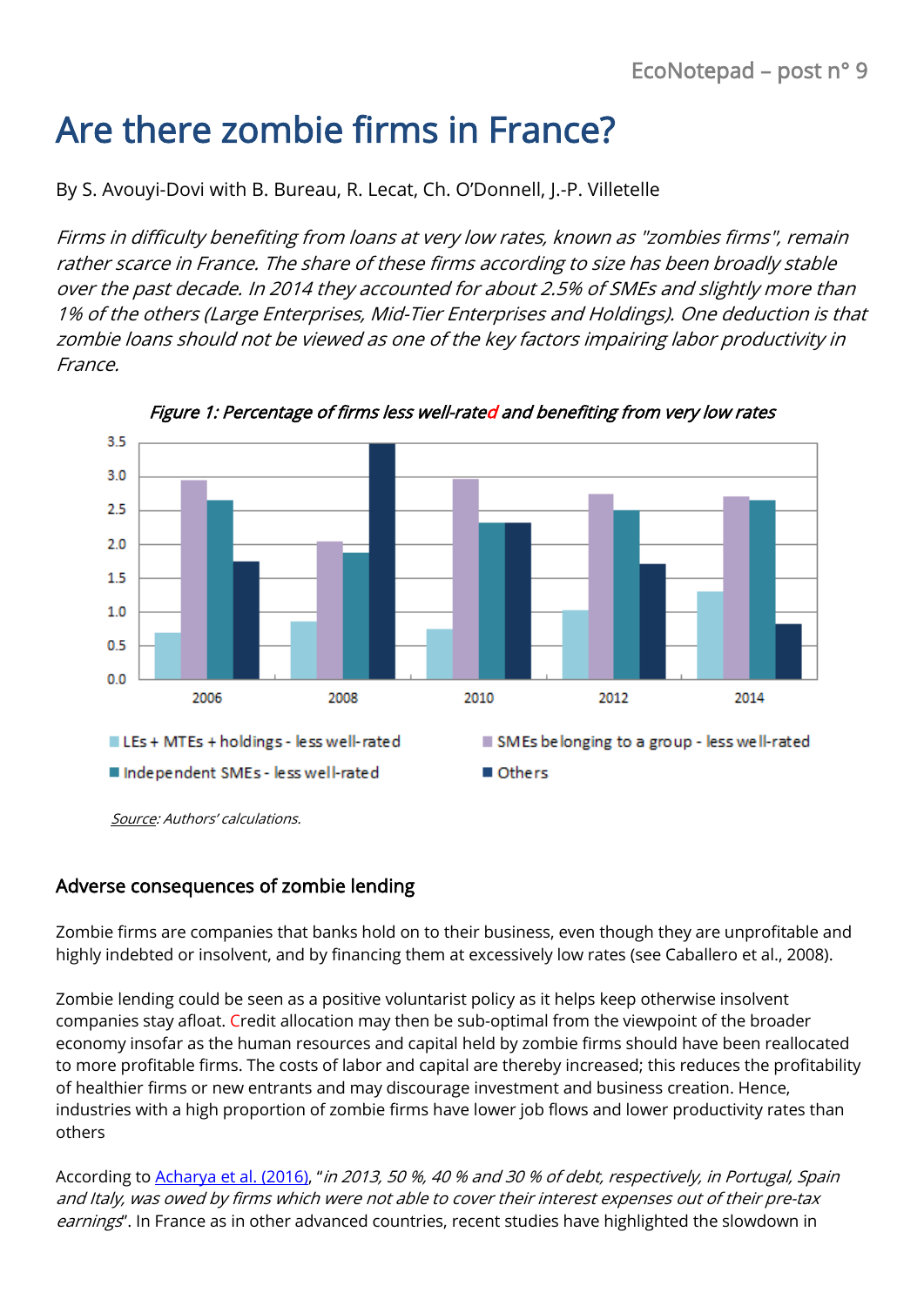# Are there zombie firms in France?

By S. Avouyi-Dovi with B. Bureau, R. Lecat, Ch. O'Donnell, J.-P. Villetelle

*Firms in difficulty benefiting from loans at very low rates, known as "zombies firms", remain rather scarce in France. The share of these firms according to size has been broadly stable over the past decade. In 2014 they accounted for about 2.5% of SMEs and slightly more than 1% of the others (Large Enterprises, Mid-Tier Enterprises and Holdings). One deduction is that zombie loans should not be viewed as one of the key factors impairing labor productivity in France.*

*Figure 1: Percentage of firms less well-rated and benefiting from very low rates*

*Source: Authors' calculations.*

## Adverse consequences of zombie lending

Zombie firms are companies that banks hold on to their business, even though they are unprofitable and highly indebted or insolvent, and by financing them at excessively low rates (see Caballero et al., 2008).

Zombie lending could be seen as a positive voluntarist policy as it helps keep otherwise insolvent companies stay afloat. Credit allocation may then be sub-optimal from the viewpoint of the broader economy insofar as the human resources and capital held by zombie firms should have been reallocated to more profitable firms. The costs of labor and capital are thereby increased; this reduces the profitability of healthier firms or new entrants and may discourage investment and business creation. Hence, industries with a high proportion of zombie firms have lower job flows and lower productivity rates than others

According to Acharya et al. (2016), "*in 2013, 50 %, 40 % and 30 % of debt, respectively, in Portugal, Spain and Italy, was owed by firms which were not able to cover their interest expenses out of their pre-tax earnings*". In France as in other advanced countries, recent studies have highlighted the slowdown in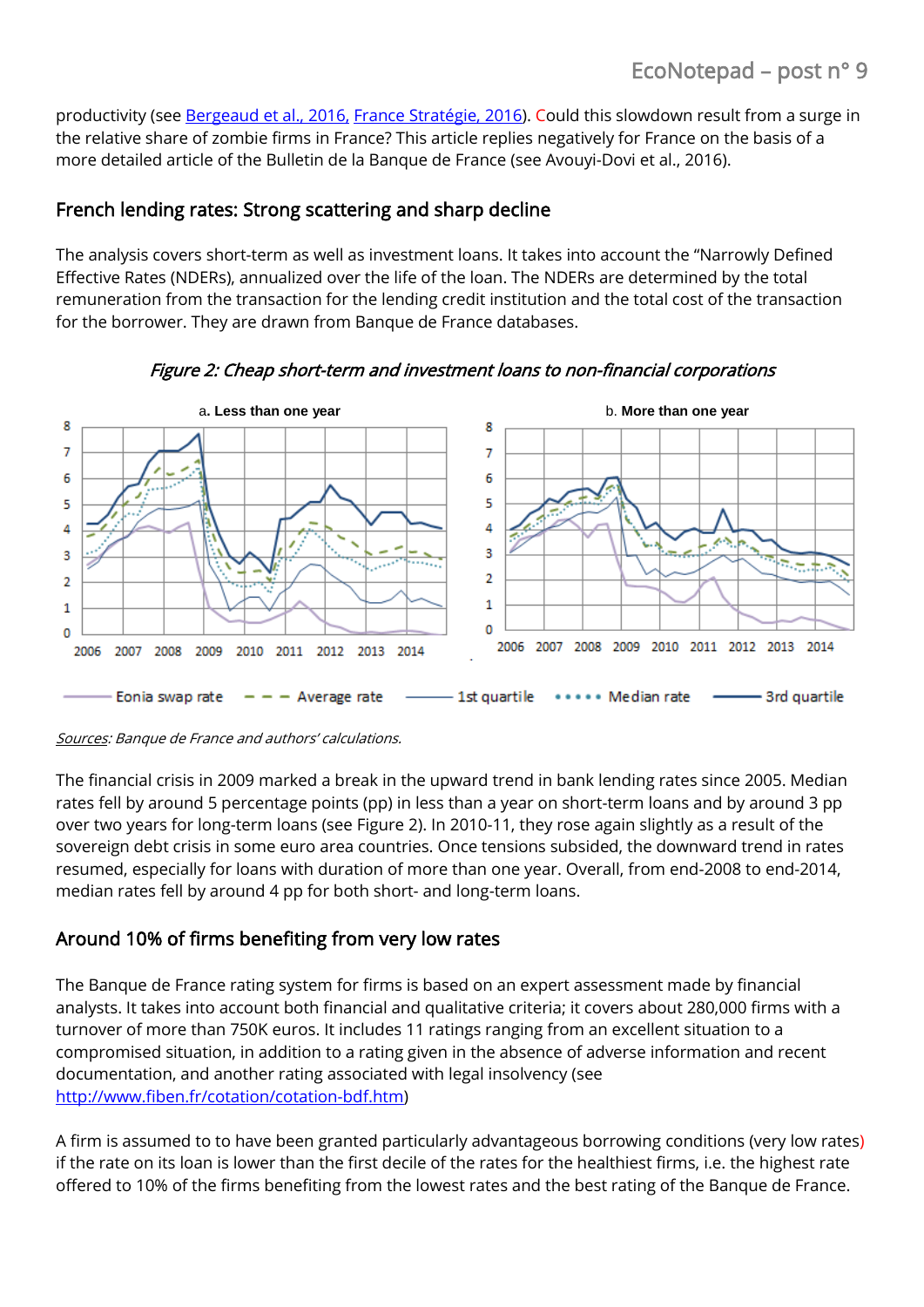productivity (see [Bergeaud et al., 2016,](#) [France Stratégie, 2016](#)). Could this slowdown result from a surge in the relative share of zombie firms in France? This article replies negatively for France on the basis of a more detailed article of the Bulletin de la Banque de France (see Avouyi-Dovi et al., 2016).

## French lending rates: Strong scattering and sharp decline

The analysis covers short-term as well as investment loans. It takes into account the "Narrowly Defined Effective Rates (NDERs), annualized over the life of the loan. The NDERs are determined by the total remuneration from the transaction for the lending credit institution and the total cost of the transaction for the borrower. They are drawn from Banque de France databases.

*Figure 2: Cheap short-term and investment loans to non-financial corporations*

*Sources: Banque de France and authors' calculations.*

The financial crisis in 2009 marked a break in the upward trend in bank lending rates since 2005. Median rates fell by around 5 percentage points (pp) in less than a year on short-term loans and by around 3 pp over two years for long-term loans (see Figure 2). In 2010-11, they rose again slightly as a result of the sovereign debt crisis in some euro area countries. Once tensions subsided, the downward trend in rates resumed, especially for loans with duration of more than one year. Overall, from end-2008 to end-2014, median rates fell by around 4 pp for both short- and long-term loans.

## Around 10% of firms benefiting from very low rates

The Banque de France rating system for firms is based on an expert assessment made by financial analysts. It takes into account both financial and qualitative criteria; it covers about 280,000 firms with a turnover of more than 750K euros. It includes 11 ratings ranging from an excellent situation to a compromised situation, in addition to a rating given in the absence of adverse information and recent documentation, and another rating associated with legal insolvency (see [http://www.fiben.fr/cotation/cotation-bdf.htm](http://www.fiben.fr/cotation/cotation-bdf.htm))

A firm is assumed to to have been granted particularly advantageous borrowing conditions (very low rates) if the rate on its loan is lower than the first decile of the rates for the healthiest firms, i.e. the highest rate offered to 10% of the firms benefiting from the lowest rates and the best rating of the Banque de France.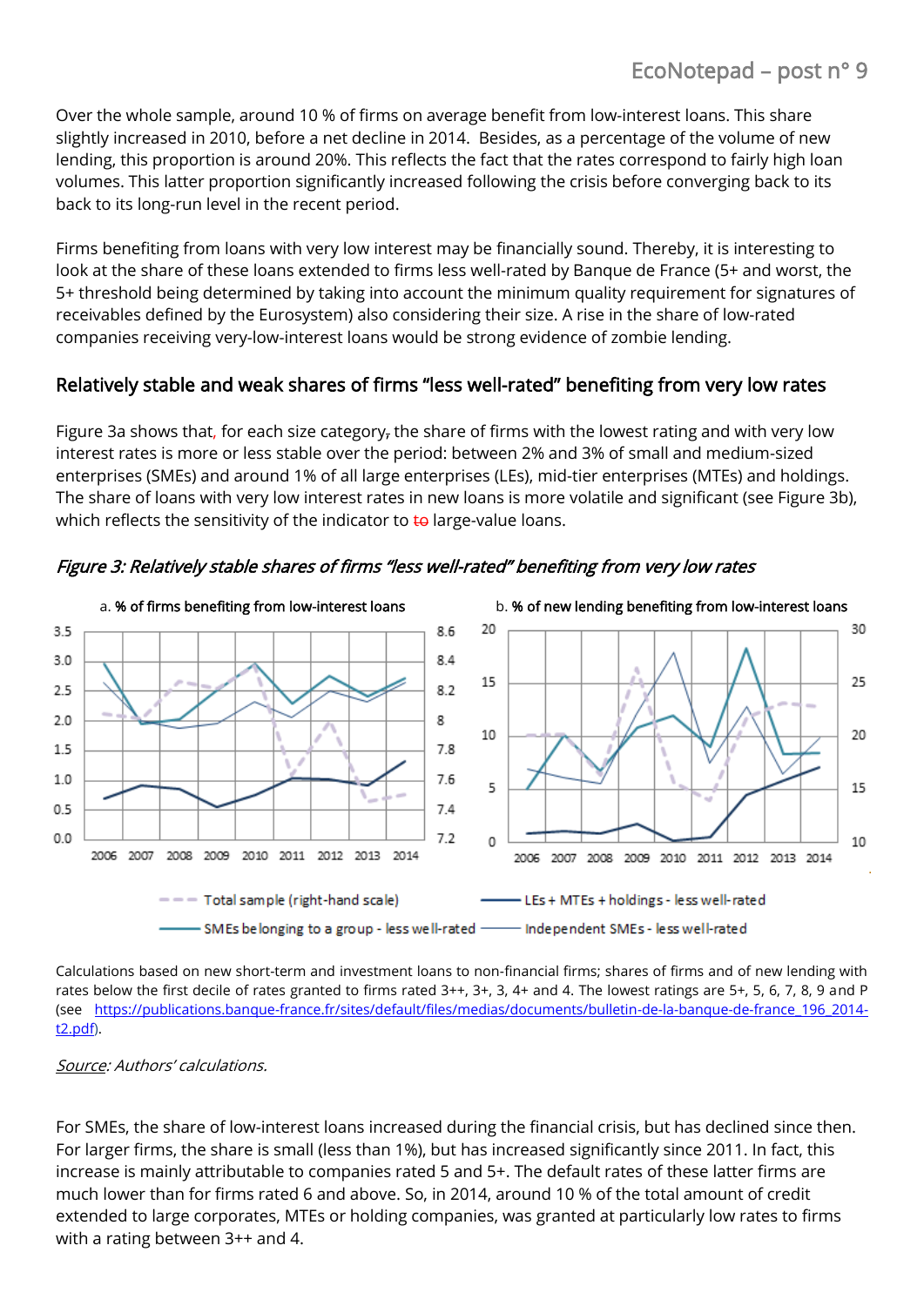Over the whole sample, around 10 % of firms on average benefit from low-interest loans. This share slightly increased in 2010, before a net decline in 2014. Besides, as a percentage of the volume of new lending, this proportion is around 20%. This reflects the fact that the rates correspond to fairly high loan volumes. This latter proportion significantly increased following the crisis before converging back to its back to its long-run level in the recent period.

Firms benefiting from loans with very low interest may be financially sound. Thereby, it is interesting to look at the share of these loans extended to firms less well-rated by Banque de France (5+ and worst, the 5+ threshold being determined by taking into account the minimum quality requirement for signatures of receivables defined by the Eurosystem) also considering their size. A rise in the share of low-rated companies receiving very-low-interest loans would be strong evidence of zombie lending.

## Relatively stable and weak shares of firms "less well-rated" benefiting from very low rates

Figure 3a shows that, for each size category, the share of firms with the lowest rating and with very low interest rates is more or less stable over the period: between 2% and 3% of small and medium-sized enterprises (SMEs) and around 1% of all large enterprises (LEs), mid-tier enterprises (MTEs) and holdings. The share of loans with very low interest rates in new loans is more volatile and significant (see Figure 3b), which reflects the sensitivity of the indicator to to large-value loans.

*Figure 3: Relatively stable shares of firms "less well-rated" benefiting from very low rates*

a. **% of firms benefiting from low-interest loans**

b. **% of new lending benefiting from low-interest loans**

Total sample (right-hand scale) — LEs + MTEs + holdings - less well-rated — SMEs belonging to a group - less well-rated — Independent SMEs - less well-rated

Calculations based on new short-term and investment loans to non-financial firms; shares of firms and of new lending with rates below the first decile of rates granted to firms rated 3++, 3+, 3, 4+ and 4. The lowest ratings are 5+, 5, 6, 7, 8, 9 and P (see https://publications.banque-france.fr/sites/default/files/medias/documents/bulletin-de-la-banque-de-france_196_2014-t2.pdf).

*Source: Authors' calculations.*

For SMEs, the share of low-interest loans increased during the financial crisis, but has declined since then. For larger firms, the share is small (less than 1%), but has increased significantly since 2011. In fact, this increase is mainly attributable to companies rated 5 and 5+. The default rates of these latter firms are much lower than for firms rated 6 and above. So, in 2014, around 10 % of the total amount of credit extended to large corporates, MTEs or holding companies, was granted at particularly low rates to firms with a rating between 3++ and 4.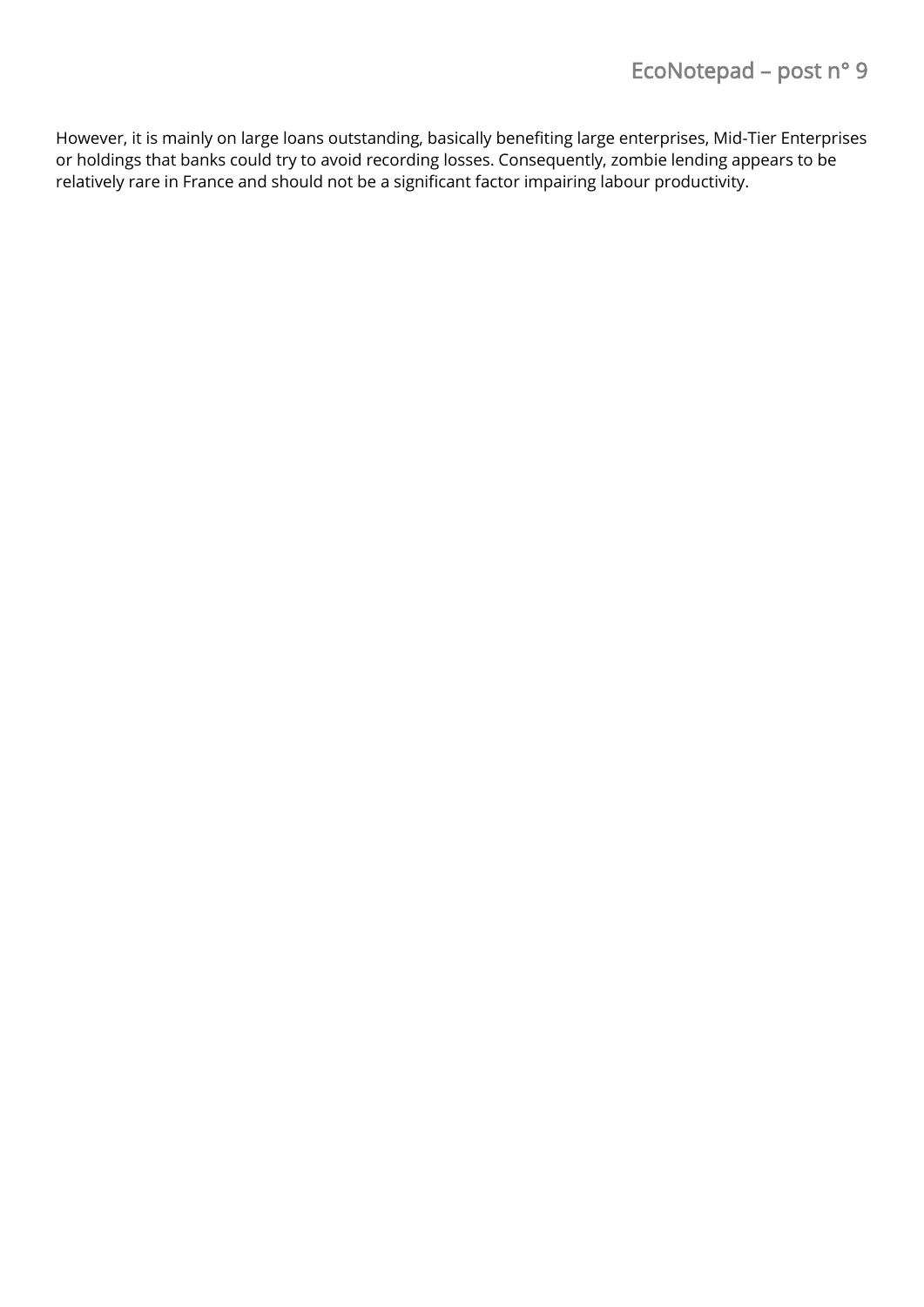However, it is mainly on large loans outstanding, basically benefiting large enterprises, Mid-Tier Enterprises or holdings that banks could try to avoid recording losses. Consequently, zombie lending appears to be relatively rare in France and should not be a significant factor impairing labour productivity.